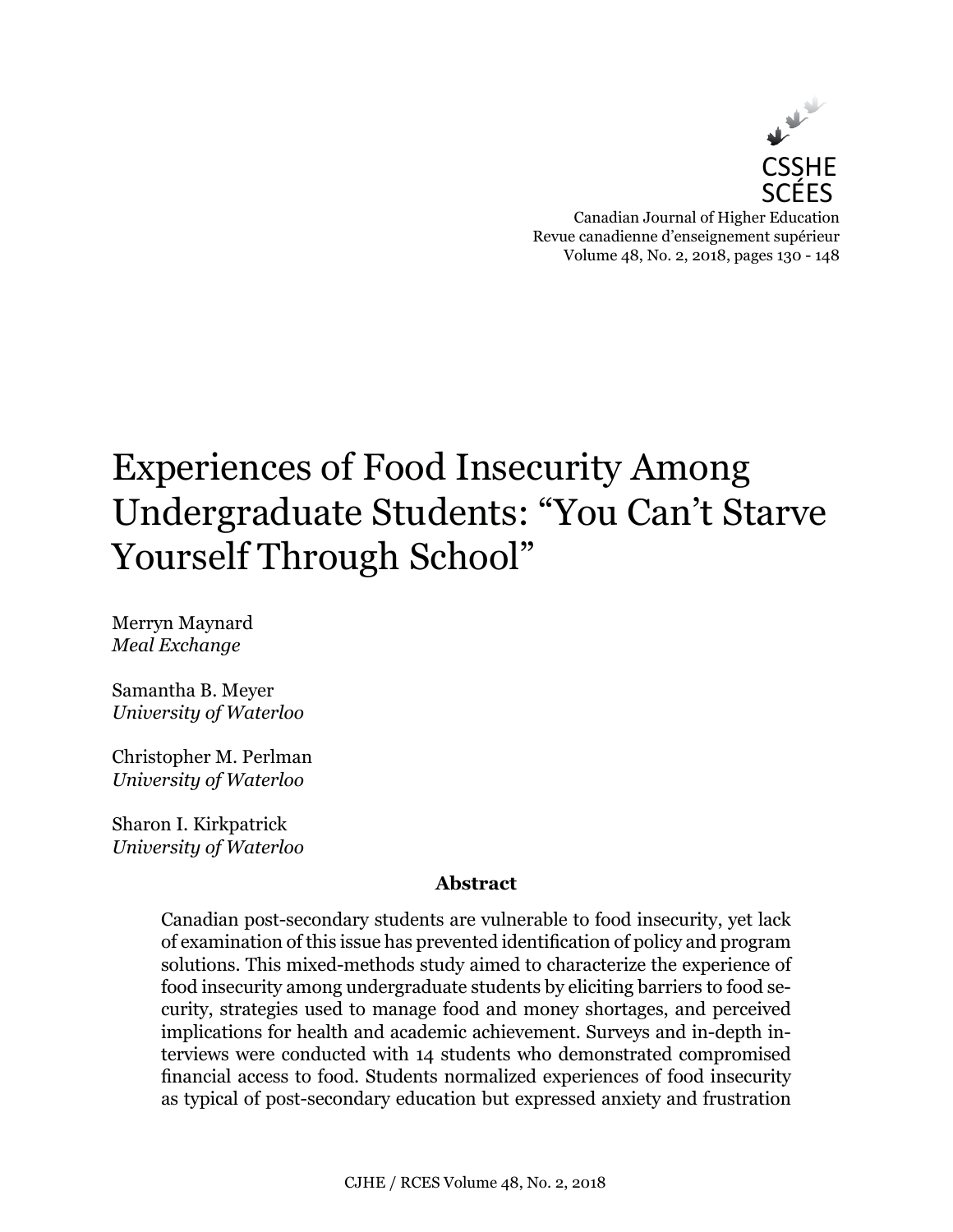# Experiences of Food Insecurity Among Undergraduate Students: "You Can't Starve Yourself Through School"

Merryn Maynard
*Meal Exchange*

Samantha B. Meyer
*University of Waterloo*

Christopher M. Perlman
*University of Waterloo*

Sharon I. Kirkpatrick
*University of Waterloo*

**Abstract**

Canadian post-secondary students are vulnerable to food insecurity, yet lack of examination of this issue has prevented identification of policy and program solutions. This mixed-methods study aimed to characterize the experience of food insecurity among undergraduate students by eliciting barriers to food security, strategies used to manage food and money shortages, and perceived implications for health and academic achievement. Surveys and in-depth interviews were conducted with 14 students who demonstrated compromised financial access to food. Students normalized experiences of food insecurity as typical of post-secondary education but expressed anxiety and frustration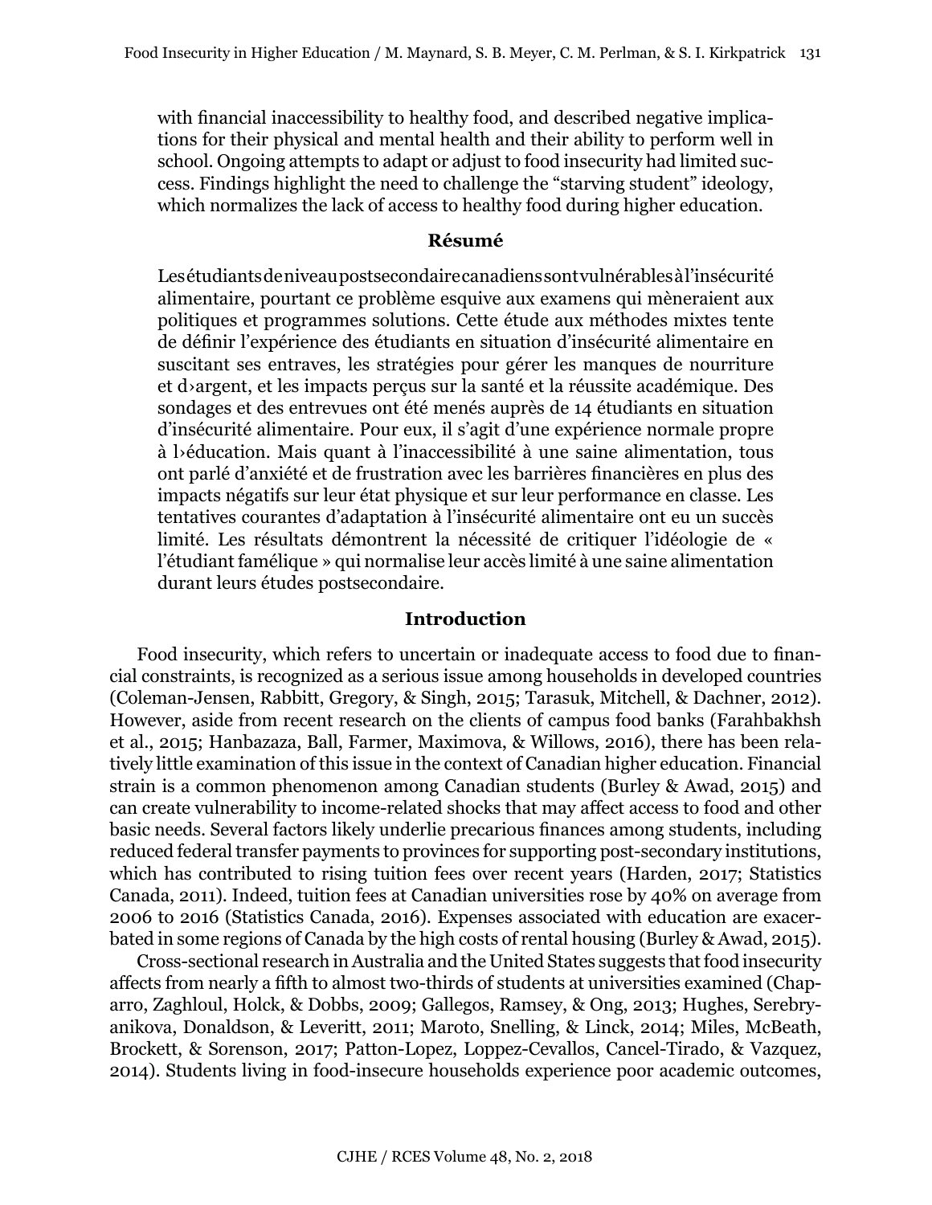with financial inaccessibility to healthy food, and described negative implications for their physical and mental health and their ability to perform well in school. Ongoing attempts to adapt or adjust to food insecurity had limited success. Findings highlight the need to challenge the "starving student" ideology, which normalizes the lack of access to healthy food during higher education.

## Résumé

Les étudiants de niveau postsecondaire canadiens sont vulnérables à l'insécurité alimentaire, pourtant ce problème esquive aux examens qui mèneraient aux politiques et programmes solutions. Cette étude aux méthodes mixtes tente de définir l'expérience des étudiants en situation d'insécurité alimentaire en suscitant ses entraves, les stratégies pour gérer les manques de nourriture et d›argent, et les impacts perçus sur la santé et la réussite académique. Des sondages et des entrevues ont été menés auprès de 14 étudiants en situation d'insécurité alimentaire. Pour eux, il s'agit d'une expérience normale propre à l›éducation. Mais quant à l'inaccessibilité à une saine alimentation, tous ont parlé d'anxiété et de frustration avec les barrières financières en plus des impacts négatifs sur leur état physique et sur leur performance en classe. Les tentatives courantes d'adaptation à l'insécurité alimentaire ont eu un succès limité. Les résultats démontrent la nécessité de critiquer l'idéologie de « l'étudiant famélique » qui normalise leur accès limité à une saine alimentation durant leurs études postsecondaire.

## Introduction

Food insecurity, which refers to uncertain or inadequate access to food due to financial constraints, is recognized as a serious issue among households in developed countries (Coleman-Jensen, Rabbitt, Gregory, & Singh, 2015; Tarasuk, Mitchell, & Dachner, 2012). However, aside from recent research on the clients of campus food banks (Farahbakhsh et al., 2015; Hanbazaza, Ball, Farmer, Maximova, & Willows, 2016), there has been relatively little examination of this issue in the context of Canadian higher education. Financial strain is a common phenomenon among Canadian students (Burley & Awad, 2015) and can create vulnerability to income-related shocks that may affect access to food and other basic needs. Several factors likely underlie precarious finances among students, including reduced federal transfer payments to provinces for supporting post-secondary institutions, which has contributed to rising tuition fees over recent years (Harden, 2017; Statistics Canada, 2011). Indeed, tuition fees at Canadian universities rose by 40% on average from 2006 to 2016 (Statistics Canada, 2016). Expenses associated with education are exacerbated in some regions of Canada by the high costs of rental housing (Burley & Awad, 2015).

Cross-sectional research in Australia and the United States suggests that food insecurity affects from nearly a fifth to almost two-thirds of students at universities examined (Chaparro, Zaghloul, Holck, & Dobbs, 2009; Gallegos, Ramsey, & Ong, 2013; Hughes, Serebryanikova, Donaldson, & Leveritt, 2011; Maroto, Snelling, & Linck, 2014; Miles, McBeath, Brockett, & Sorenson, 2017; Patton-Lopez, Loppez-Cevallos, Cancel-Tirado, & Vazquez, 2014). Students living in food-insecure households experience poor academic outcomes,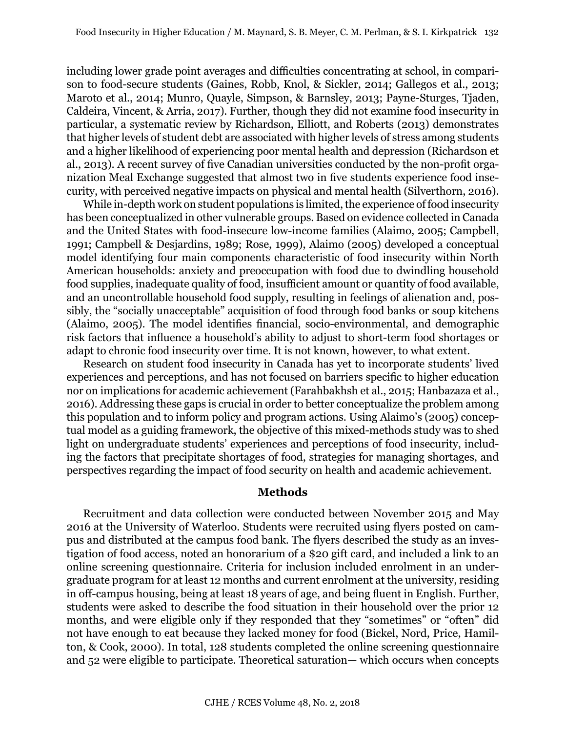including lower grade point averages and difficulties concentrating at school, in comparison to food-secure students (Gaines, Robb, Knol, & Sickler, 2014; Gallegos et al., 2013; Maroto et al., 2014; Munro, Quayle, Simpson, & Barnsley, 2013; Payne-Sturges, Tjaden, Caldeira, Vincent, & Arria, 2017). Further, though they did not examine food insecurity in particular, a systematic review by Richardson, Elliott, and Roberts (2013) demonstrates that higher levels of student debt are associated with higher levels of stress among students and a higher likelihood of experiencing poor mental health and depression (Richardson et al., 2013). A recent survey of five Canadian universities conducted by the non-profit organization Meal Exchange suggested that almost two in five students experience food insecurity, with perceived negative impacts on physical and mental health (Silverthorn, 2016).

While in-depth work on student populations is limited, the experience of food insecurity has been conceptualized in other vulnerable groups. Based on evidence collected in Canada and the United States with food-insecure low-income families (Alaimo, 2005; Campbell, 1991; Campbell & Desjardins, 1989; Rose, 1999), Alaimo (2005) developed a conceptual model identifying four main components characteristic of food insecurity within North American households: anxiety and preoccupation with food due to dwindling household food supplies, inadequate quality of food, insufficient amount or quantity of food available, and an uncontrollable household food supply, resulting in feelings of alienation and, possibly, the "socially unacceptable" acquisition of food through food banks or soup kitchens (Alaimo, 2005). The model identifies financial, socio-environmental, and demographic risk factors that influence a household's ability to adjust to short-term food shortages or adapt to chronic food insecurity over time. It is not known, however, to what extent.

Research on student food insecurity in Canada has yet to incorporate students' lived experiences and perceptions, and has not focused on barriers specific to higher education nor on implications for academic achievement (Farahbakhsh et al., 2015; Hanbazaza et al., 2016). Addressing these gaps is crucial in order to better conceptualize the problem among this population and to inform policy and program actions. Using Alaimo's (2005) conceptual model as a guiding framework, the objective of this mixed-methods study was to shed light on undergraduate students' experiences and perceptions of food insecurity, including the factors that precipitate shortages of food, strategies for managing shortages, and perspectives regarding the impact of food security on health and academic achievement.

## Methods

Recruitment and data collection were conducted between November 2015 and May 2016 at the University of Waterloo. Students were recruited using flyers posted on campus and distributed at the campus food bank. The flyers described the study as an investigation of food access, noted an honorarium of a $20 gift card, and included a link to an online screening questionnaire. Criteria for inclusion included enrolment in an undergraduate program for at least 12 months and current enrolment at the university, residing in off-campus housing, being at least 18 years of age, and being fluent in English. Further, students were asked to describe the food situation in their household over the prior 12 months, and were eligible only if they responded that they "sometimes" or "often" did not have enough to eat because they lacked money for food (Bickel, Nord, Price, Hamilton, & Cook, 2000). In total, 128 students completed the online screening questionnaire and 52 were eligible to participate. Theoretical saturation— which occurs when concepts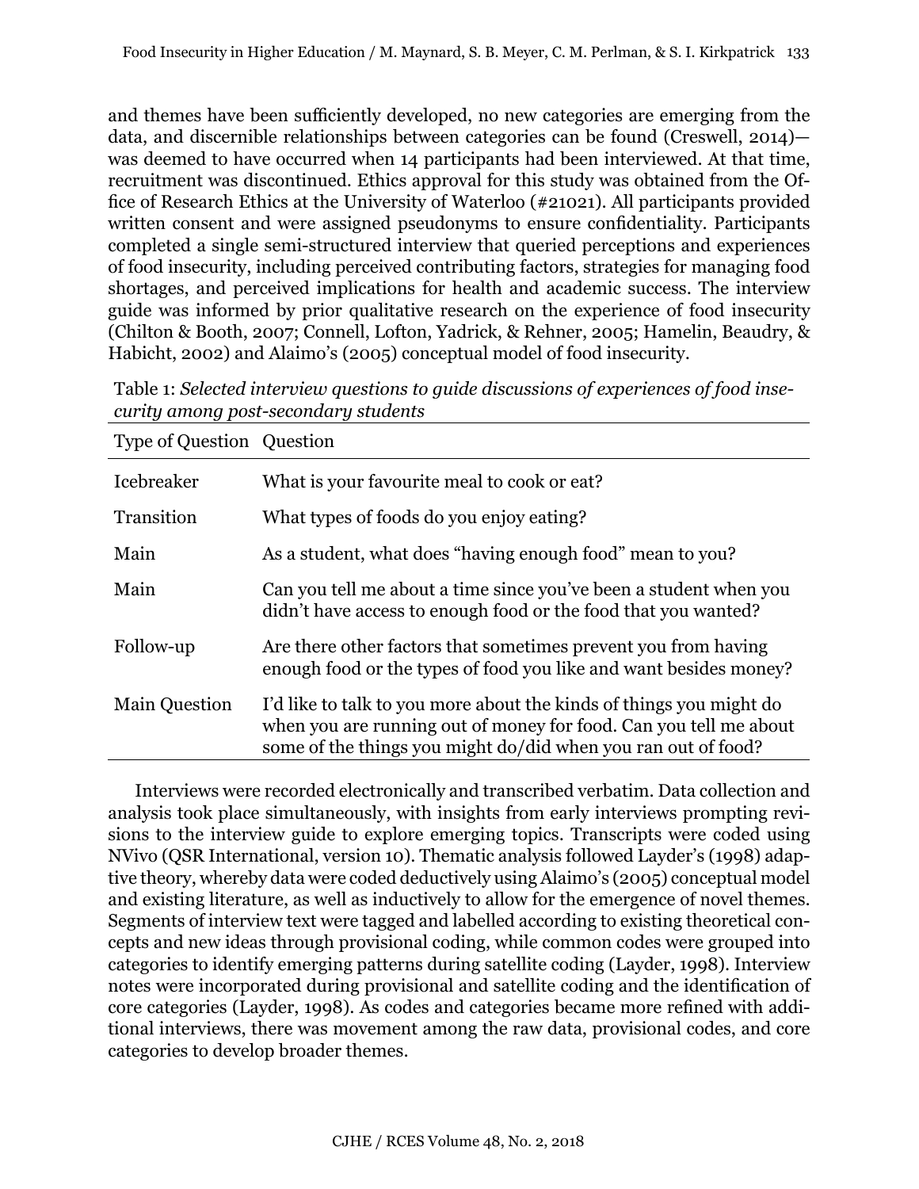and themes have been sufficiently developed, no new categories are emerging from the data, and discernible relationships between categories can be found (Creswell, 2014)—was deemed to have occurred when 14 participants had been interviewed. At that time, recruitment was discontinued. Ethics approval for this study was obtained from the Office of Research Ethics at the University of Waterloo (#21021). All participants provided written consent and were assigned pseudonyms to ensure confidentiality. Participants completed a single semi-structured interview that queried perceptions and experiences of food insecurity, including perceived contributing factors, strategies for managing food shortages, and perceived implications for health and academic success. The interview guide was informed by prior qualitative research on the experience of food insecurity (Chilton & Booth, 2007; Connell, Lofton, Yadrick, & Rehner, 2005; Hamelin, Beaudry, & Habicht, 2002) and Alaimo's (2005) conceptual model of food insecurity.

Table 1: *Selected interview questions to guide discussions of experiences of food insecurity among post-secondary students*

| Type of Question | Question |
|---|---|
| Icebreaker | What is your favourite meal to cook or eat? |
| Transition | What types of foods do you enjoy eating? |
| Main | As a student, what does "having enough food" mean to you? |
| Main | Can you tell me about a time since you've been a student when you didn't have access to enough food or the food that you wanted? |
| Follow-up | Are there other factors that sometimes prevent you from having enough food or the types of food you like and want besides money? |
| Main Question | I'd like to talk to you more about the kinds of things you might do when you are running out of money for food. Can you tell me about some of the things you might do/did when you ran out of food? |

Interviews were recorded electronically and transcribed verbatim. Data collection and analysis took place simultaneously, with insights from early interviews prompting revisions to the interview guide to explore emerging topics. Transcripts were coded using NVivo (QSR International, version 10). Thematic analysis followed Layder's (1998) adaptive theory, whereby data were coded deductively using Alaimo's (2005) conceptual model and existing literature, as well as inductively to allow for the emergence of novel themes. Segments of interview text were tagged and labelled according to existing theoretical concepts and new ideas through provisional coding, while common codes were grouped into categories to identify emerging patterns during satellite coding (Layder, 1998). Interview notes were incorporated during provisional and satellite coding and the identification of core categories (Layder, 1998). As codes and categories became more refined with additional interviews, there was movement among the raw data, provisional codes, and core categories to develop broader themes.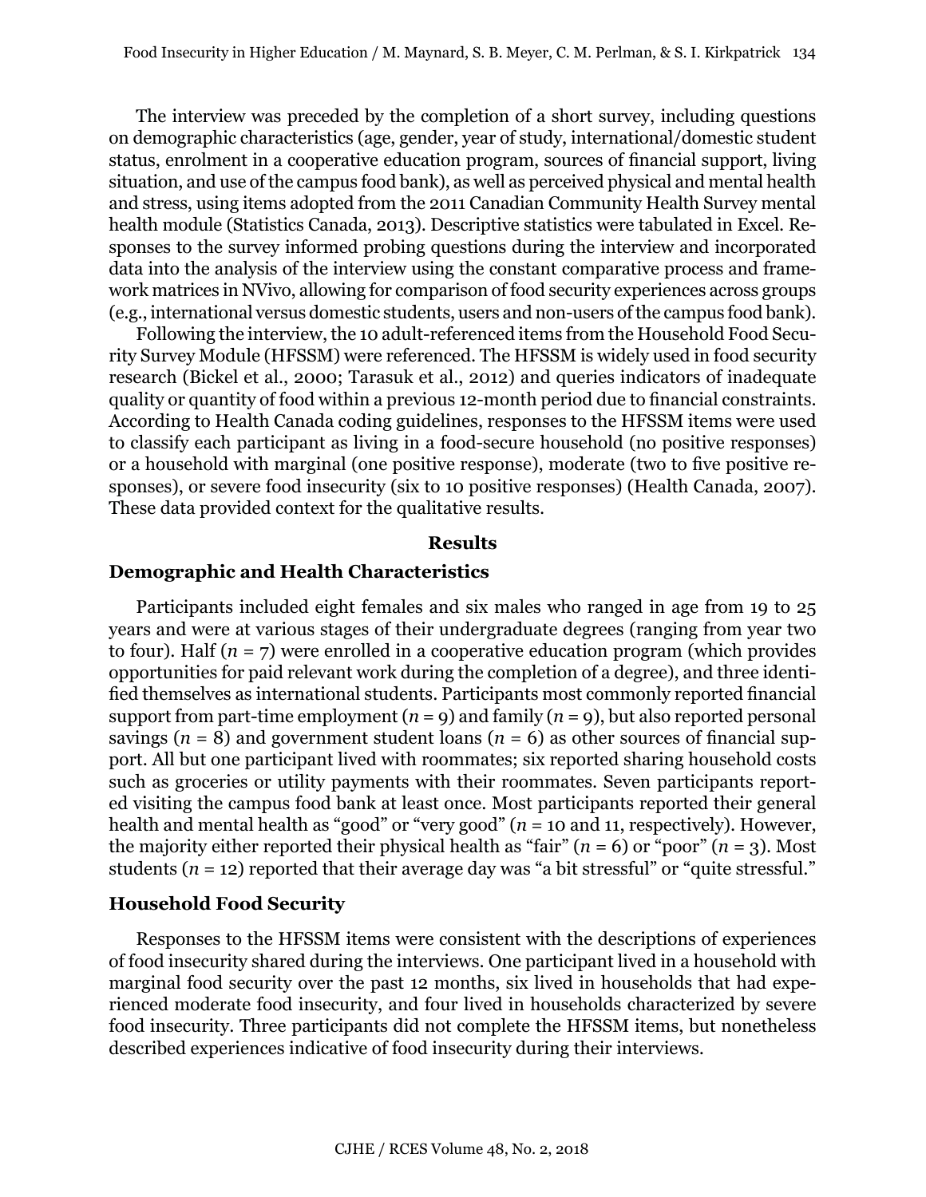The interview was preceded by the completion of a short survey, including questions on demographic characteristics (age, gender, year of study, international/domestic student status, enrolment in a cooperative education program, sources of financial support, living situation, and use of the campus food bank), as well as perceived physical and mental health and stress, using items adopted from the 2011 Canadian Community Health Survey mental health module (Statistics Canada, 2013). Descriptive statistics were tabulated in Excel. Responses to the survey informed probing questions during the interview and incorporated data into the analysis of the interview using the constant comparative process and framework matrices in NVivo, allowing for comparison of food security experiences across groups (e.g., international versus domestic students, users and non-users of the campus food bank).

Following the interview, the 10 adult-referenced items from the Household Food Security Survey Module (HFSSM) were referenced. The HFSSM is widely used in food security research (Bickel et al., 2000; Tarasuk et al., 2012) and queries indicators of inadequate quality or quantity of food within a previous 12-month period due to financial constraints. According to Health Canada coding guidelines, responses to the HFSSM items were used to classify each participant as living in a food-secure household (no positive responses) or a household with marginal (one positive response), moderate (two to five positive responses), or severe food insecurity (six to 10 positive responses) (Health Canada, 2007). These data provided context for the qualitative results.

## Results

### Demographic and Health Characteristics

Participants included eight females and six males who ranged in age from 19 to 25 years and were at various stages of their undergraduate degrees (ranging from year two to four). Half ($n$ = 7) were enrolled in a cooperative education program (which provides opportunities for paid relevant work during the completion of a degree), and three identified themselves as international students. Participants most commonly reported financial support from part-time employment ($n$ = 9) and family ($n$ = 9), but also reported personal savings ($n$ = 8) and government student loans ($n$ = 6) as other sources of financial support. All but one participant lived with roommates; six reported sharing household costs such as groceries or utility payments with their roommates. Seven participants reported visiting the campus food bank at least once. Most participants reported their general health and mental health as "good" or "very good" ($n$ = 10 and 11, respectively). However, the majority either reported their physical health as "fair" ($n$ = 6) or "poor" ($n$ = 3). Most students ($n$ = 12) reported that their average day was "a bit stressful" or "quite stressful."

### Household Food Security

Responses to the HFSSM items were consistent with the descriptions of experiences of food insecurity shared during the interviews. One participant lived in a household with marginal food security over the past 12 months, six lived in households that had experienced moderate food insecurity, and four lived in households characterized by severe food insecurity. Three participants did not complete the HFSSM items, but nonetheless described experiences indicative of food insecurity during their interviews.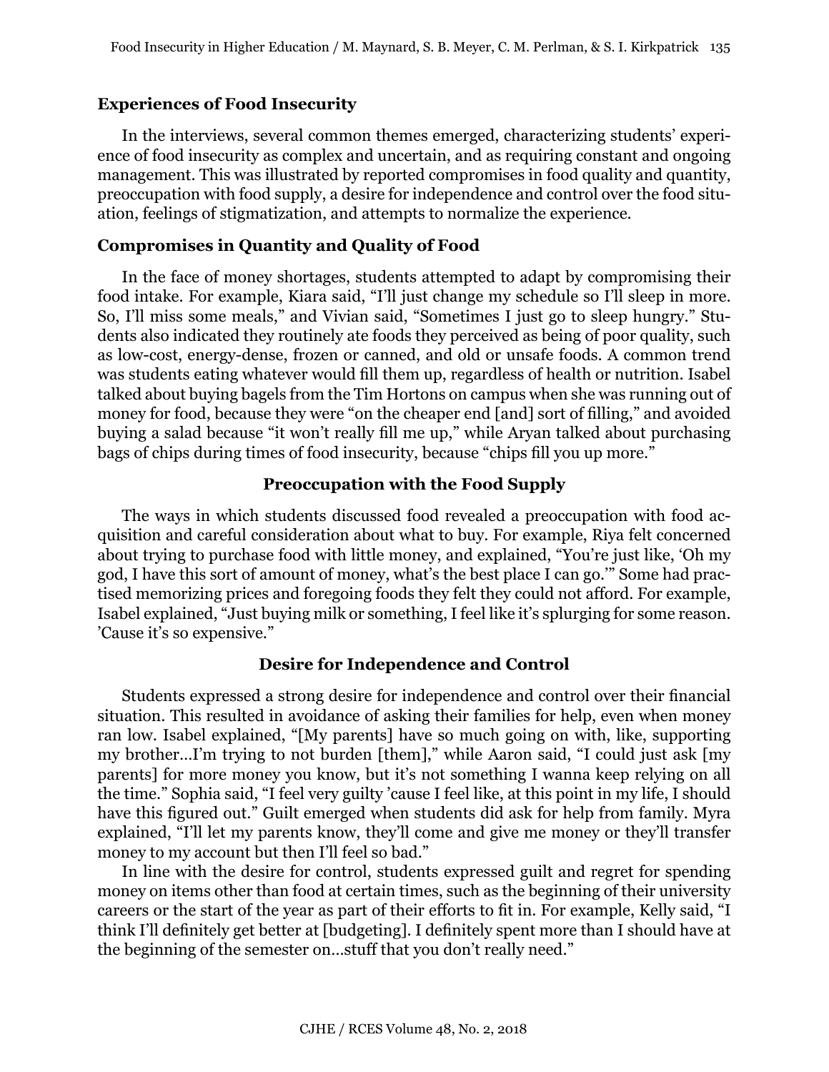## Experiences of Food Insecurity

In the interviews, several common themes emerged, characterizing students' experience of food insecurity as complex and uncertain, and as requiring constant and ongoing management. This was illustrated by reported compromises in food quality and quantity, preoccupation with food supply, a desire for independence and control over the food situation, feelings of stigmatization, and attempts to normalize the experience.

## Compromises in Quantity and Quality of Food

In the face of money shortages, students attempted to adapt by compromising their food intake. For example, Kiara said, "I'll just change my schedule so I'll sleep in more. So, I'll miss some meals," and Vivian said, "Sometimes I just go to sleep hungry." Students also indicated they routinely ate foods they perceived as being of poor quality, such as low-cost, energy-dense, frozen or canned, and old or unsafe foods. A common trend was students eating whatever would fill them up, regardless of health or nutrition. Isabel talked about buying bagels from the Tim Hortons on campus when she was running out of money for food, because they were "on the cheaper end [and] sort of filling," and avoided buying a salad because "it won't really fill me up," while Aryan talked about purchasing bags of chips during times of food insecurity, because "chips fill you up more."

### Preoccupation with the Food Supply

The ways in which students discussed food revealed a preoccupation with food acquisition and careful consideration about what to buy. For example, Riya felt concerned about trying to purchase food with little money, and explained, "You're just like, 'Oh my god, I have this sort of amount of money, what's the best place I can go.'" Some had practised memorizing prices and foregoing foods they felt they could not afford. For example, Isabel explained, "Just buying milk or something, I feel like it's splurging for some reason. 'Cause it's so expensive."

### Desire for Independence and Control

Students expressed a strong desire for independence and control over their financial situation. This resulted in avoidance of asking their families for help, even when money ran low. Isabel explained, "[My parents] have so much going on with, like, supporting my brother…I'm trying to not burden [them]," while Aaron said, "I could just ask [my parents] for more money you know, but it's not something I wanna keep relying on all the time." Sophia said, "I feel very guilty 'cause I feel like, at this point in my life, I should have this figured out." Guilt emerged when students did ask for help from family. Myra explained, "I'll let my parents know, they'll come and give me money or they'll transfer money to my account but then I'll feel so bad."

In line with the desire for control, students expressed guilt and regret for spending money on items other than food at certain times, such as the beginning of their university careers or the start of the year as part of their efforts to fit in. For example, Kelly said, "I think I'll definitely get better at [budgeting]. I definitely spent more than I should have at the beginning of the semester on…stuff that you don't really need."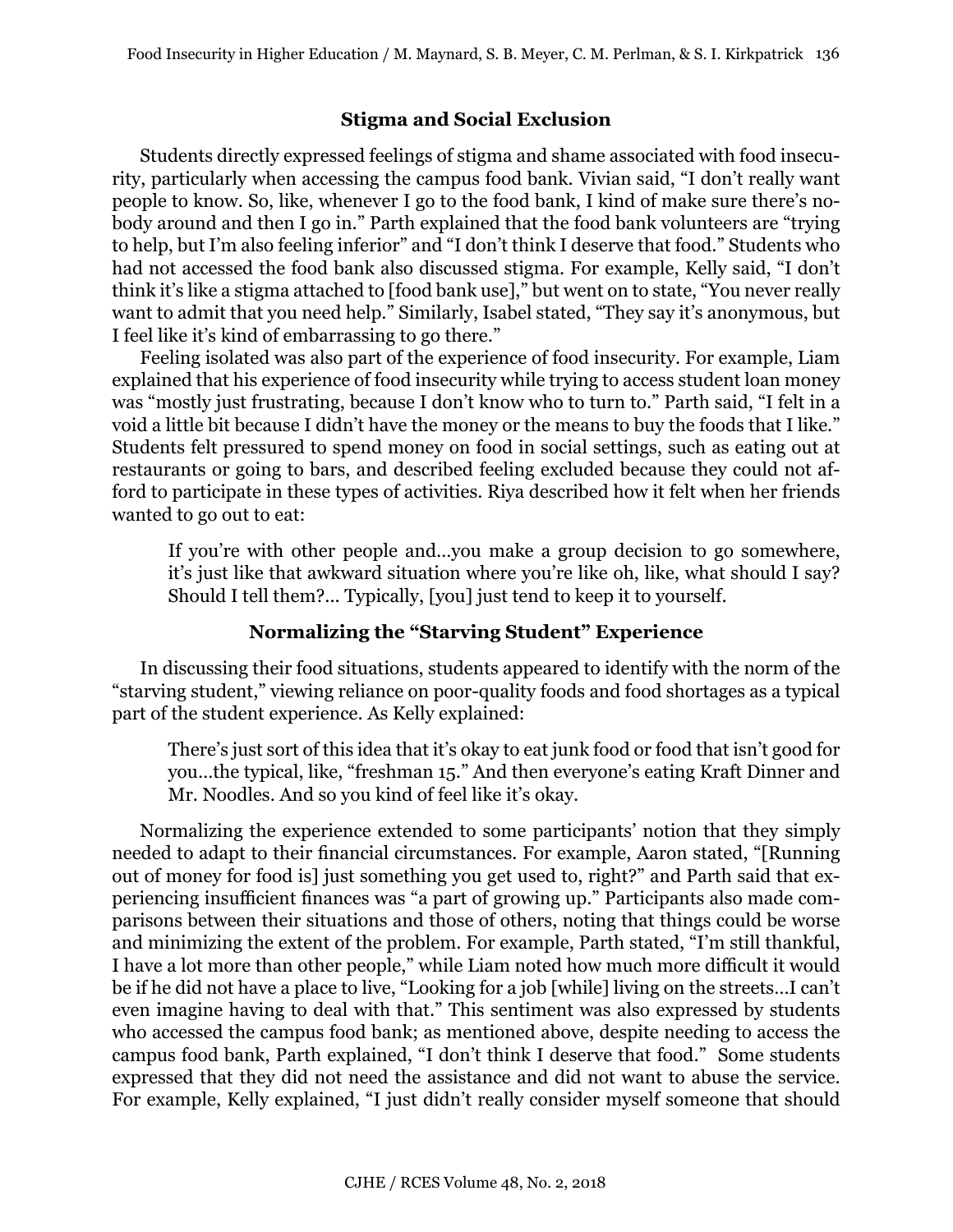## Stigma and Social Exclusion

Students directly expressed feelings of stigma and shame associated with food insecurity, particularly when accessing the campus food bank. Vivian said, "I don't really want people to know. So, like, whenever I go to the food bank, I kind of make sure there's nobody around and then I go in." Parth explained that the food bank volunteers are "trying to help, but I'm also feeling inferior" and "I don't think I deserve that food." Students who had not accessed the food bank also discussed stigma. For example, Kelly said, "I don't think it's like a stigma attached to [food bank use]," but went on to state, "You never really want to admit that you need help." Similarly, Isabel stated, "They say it's anonymous, but I feel like it's kind of embarrassing to go there."

Feeling isolated was also part of the experience of food insecurity. For example, Liam explained that his experience of food insecurity while trying to access student loan money was "mostly just frustrating, because I don't know who to turn to." Parth said, "I felt in a void a little bit because I didn't have the money or the means to buy the foods that I like." Students felt pressured to spend money on food in social settings, such as eating out at restaurants or going to bars, and described feeling excluded because they could not afford to participate in these types of activities. Riya described how it felt when her friends wanted to go out to eat:

> If you're with other people and…you make a group decision to go somewhere, it's just like that awkward situation where you're like oh, like, what should I say? Should I tell them?... Typically, [you] just tend to keep it to yourself.

## Normalizing the "Starving Student" Experience

In discussing their food situations, students appeared to identify with the norm of the "starving student," viewing reliance on poor-quality foods and food shortages as a typical part of the student experience. As Kelly explained:

> There's just sort of this idea that it's okay to eat junk food or food that isn't good for you…the typical, like, "freshman 15." And then everyone's eating Kraft Dinner and Mr. Noodles. And so you kind of feel like it's okay.

Normalizing the experience extended to some participants' notion that they simply needed to adapt to their financial circumstances. For example, Aaron stated, "[Running out of money for food is] just something you get used to, right?" and Parth said that experiencing insufficient finances was "a part of growing up." Participants also made comparisons between their situations and those of others, noting that things could be worse and minimizing the extent of the problem. For example, Parth stated, "I'm still thankful, I have a lot more than other people," while Liam noted how much more difficult it would be if he did not have a place to live, "Looking for a job [while] living on the streets…I can't even imagine having to deal with that." This sentiment was also expressed by students who accessed the campus food bank; as mentioned above, despite needing to access the campus food bank, Parth explained, "I don't think I deserve that food." Some students expressed that they did not need the assistance and did not want to abuse the service. For example, Kelly explained, "I just didn't really consider myself someone that should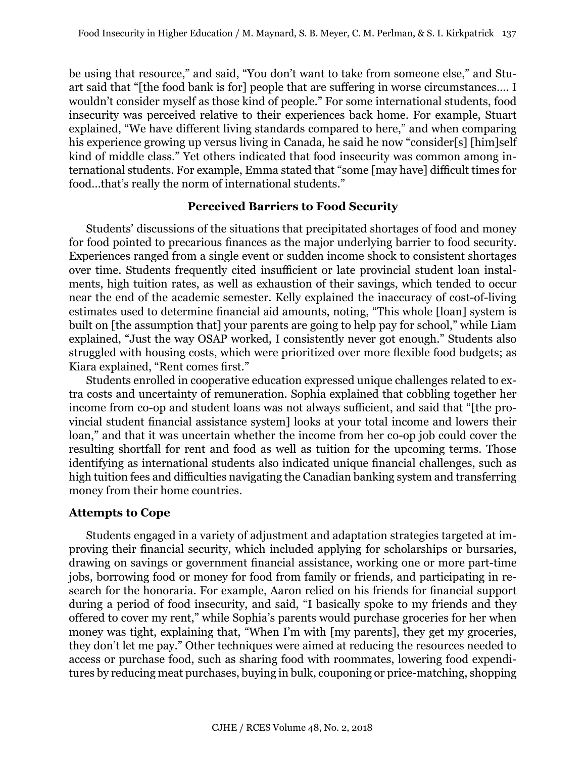be using that resource," and said, "You don't want to take from someone else," and Stuart said that "[the food bank is for] people that are suffering in worse circumstances.... I wouldn't consider myself as those kind of people." For some international students, food insecurity was perceived relative to their experiences back home. For example, Stuart explained, "We have different living standards compared to here," and when comparing his experience growing up versus living in Canada, he said he now "consider[s] [him]self kind of middle class." Yet others indicated that food insecurity was common among international students. For example, Emma stated that "some [may have] difficult times for food…that's really the norm of international students."

### Perceived Barriers to Food Security

Students' discussions of the situations that precipitated shortages of food and money for food pointed to precarious finances as the major underlying barrier to food security. Experiences ranged from a single event or sudden income shock to consistent shortages over time. Students frequently cited insufficient or late provincial student loan instalments, high tuition rates, as well as exhaustion of their savings, which tended to occur near the end of the academic semester. Kelly explained the inaccuracy of cost-of-living estimates used to determine financial aid amounts, noting, "This whole [loan] system is built on [the assumption that] your parents are going to help pay for school," while Liam explained, "Just the way OSAP worked, I consistently never got enough." Students also struggled with housing costs, which were prioritized over more flexible food budgets; as Kiara explained, "Rent comes first."

Students enrolled in cooperative education expressed unique challenges related to extra costs and uncertainty of remuneration. Sophia explained that cobbling together her income from co-op and student loans was not always sufficient, and said that "[the provincial student financial assistance system] looks at your total income and lowers their loan," and that it was uncertain whether the income from her co-op job could cover the resulting shortfall for rent and food as well as tuition for the upcoming terms. Those identifying as international students also indicated unique financial challenges, such as high tuition fees and difficulties navigating the Canadian banking system and transferring money from their home countries.

### Attempts to Cope

Students engaged in a variety of adjustment and adaptation strategies targeted at improving their financial security, which included applying for scholarships or bursaries, drawing on savings or government financial assistance, working one or more part-time jobs, borrowing food or money for food from family or friends, and participating in research for the honoraria. For example, Aaron relied on his friends for financial support during a period of food insecurity, and said, "I basically spoke to my friends and they offered to cover my rent," while Sophia's parents would purchase groceries for her when money was tight, explaining that, "When I'm with [my parents], they get my groceries, they don't let me pay." Other techniques were aimed at reducing the resources needed to access or purchase food, such as sharing food with roommates, lowering food expenditures by reducing meat purchases, buying in bulk, couponing or price-matching, shopping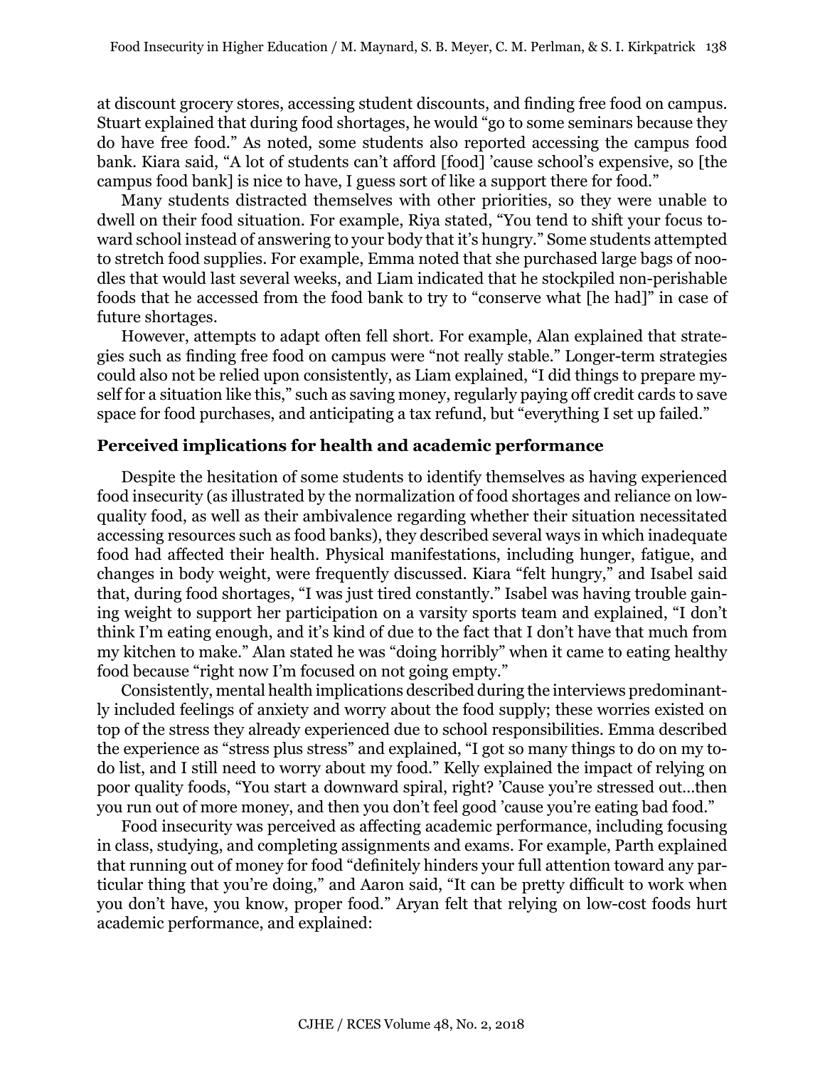at discount grocery stores, accessing student discounts, and finding free food on campus. Stuart explained that during food shortages, he would "go to some seminars because they do have free food." As noted, some students also reported accessing the campus food bank. Kiara said, "A lot of students can't afford [food] 'cause school's expensive, so [the campus food bank] is nice to have, I guess sort of like a support there for food."

Many students distracted themselves with other priorities, so they were unable to dwell on their food situation. For example, Riya stated, "You tend to shift your focus toward school instead of answering to your body that it's hungry." Some students attempted to stretch food supplies. For example, Emma noted that she purchased large bags of noodles that would last several weeks, and Liam indicated that he stockpiled non-perishable foods that he accessed from the food bank to try to "conserve what [he had]" in case of future shortages.

However, attempts to adapt often fell short. For example, Alan explained that strategies such as finding free food on campus were "not really stable." Longer-term strategies could also not be relied upon consistently, as Liam explained, "I did things to prepare myself for a situation like this," such as saving money, regularly paying off credit cards to save space for food purchases, and anticipating a tax refund, but "everything I set up failed."

### Perceived implications for health and academic performance

Despite the hesitation of some students to identify themselves as having experienced food insecurity (as illustrated by the normalization of food shortages and reliance on low-quality food, as well as their ambivalence regarding whether their situation necessitated accessing resources such as food banks), they described several ways in which inadequate food had affected their health. Physical manifestations, including hunger, fatigue, and changes in body weight, were frequently discussed. Kiara "felt hungry," and Isabel said that, during food shortages, "I was just tired constantly." Isabel was having trouble gaining weight to support her participation on a varsity sports team and explained, "I don't think I'm eating enough, and it's kind of due to the fact that I don't have that much from my kitchen to make." Alan stated he was "doing horribly" when it came to eating healthy food because "right now I'm focused on not going empty."

Consistently, mental health implications described during the interviews predominantly included feelings of anxiety and worry about the food supply; these worries existed on top of the stress they already experienced due to school responsibilities. Emma described the experience as "stress plus stress" and explained, "I got so many things to do on my to-do list, and I still need to worry about my food." Kelly explained the impact of relying on poor quality foods, "You start a downward spiral, right? 'Cause you're stressed out…then you run out of more money, and then you don't feel good 'cause you're eating bad food."

Food insecurity was perceived as affecting academic performance, including focusing in class, studying, and completing assignments and exams. For example, Parth explained that running out of money for food "definitely hinders your full attention toward any particular thing that you're doing," and Aaron said, "It can be pretty difficult to work when you don't have, you know, proper food." Aryan felt that relying on low-cost foods hurt academic performance, and explained: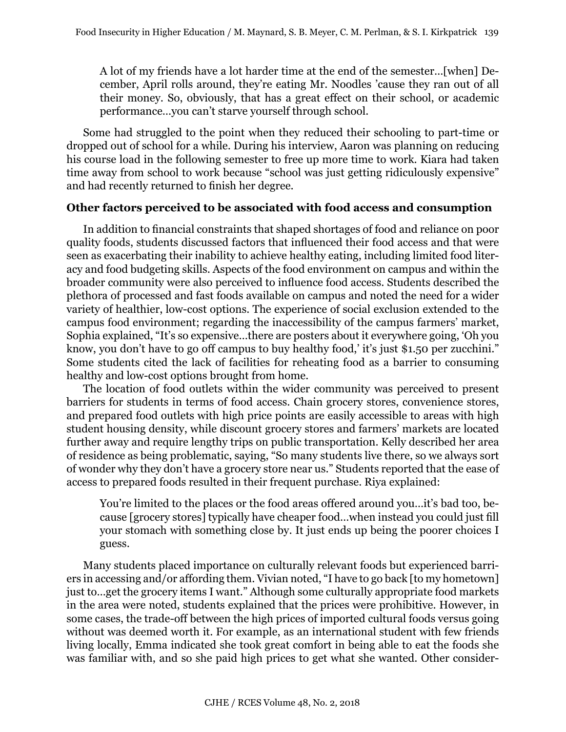> A lot of my friends have a lot harder time at the end of the semester…[when] December, April rolls around, they're eating Mr. Noodles 'cause they ran out of all their money. So, obviously, that has a great effect on their school, or academic performance…you can't starve yourself through school.

Some had struggled to the point when they reduced their schooling to part-time or dropped out of school for a while. During his interview, Aaron was planning on reducing his course load in the following semester to free up more time to work. Kiara had taken time away from school to work because "school was just getting ridiculously expensive" and had recently returned to finish her degree.

**Other factors perceived to be associated with food access and consumption**

In addition to financial constraints that shaped shortages of food and reliance on poor quality foods, students discussed factors that influenced their food access and that were seen as exacerbating their inability to achieve healthy eating, including limited food literacy and food budgeting skills. Aspects of the food environment on campus and within the broader community were also perceived to influence food access. Students described the plethora of processed and fast foods available on campus and noted the need for a wider variety of healthier, low-cost options. The experience of social exclusion extended to the campus food environment; regarding the inaccessibility of the campus farmers' market, Sophia explained, "It's so expensive…there are posters about it everywhere going, 'Oh you know, you don't have to go off campus to buy healthy food,' it's just $1.50 per zucchini." Some students cited the lack of facilities for reheating food as a barrier to consuming healthy and low-cost options brought from home.

The location of food outlets within the wider community was perceived to present barriers for students in terms of food access. Chain grocery stores, convenience stores, and prepared food outlets with high price points are easily accessible to areas with high student housing density, while discount grocery stores and farmers' markets are located further away and require lengthy trips on public transportation. Kelly described her area of residence as being problematic, saying, "So many students live there, so we always sort of wonder why they don't have a grocery store near us." Students reported that the ease of access to prepared foods resulted in their frequent purchase. Riya explained:

> You're limited to the places or the food areas offered around you…it's bad too, because [grocery stores] typically have cheaper food…when instead you could just fill your stomach with something close by. It just ends up being the poorer choices I guess.

Many students placed importance on culturally relevant foods but experienced barriers in accessing and/or affording them. Vivian noted, "I have to go back [to my hometown] just to…get the grocery items I want." Although some culturally appropriate food markets in the area were noted, students explained that the prices were prohibitive. However, in some cases, the trade-off between the high prices of imported cultural foods versus going without was deemed worth it. For example, as an international student with few friends living locally, Emma indicated she took great comfort in being able to eat the foods she was familiar with, and so she paid high prices to get what she wanted. Other consider-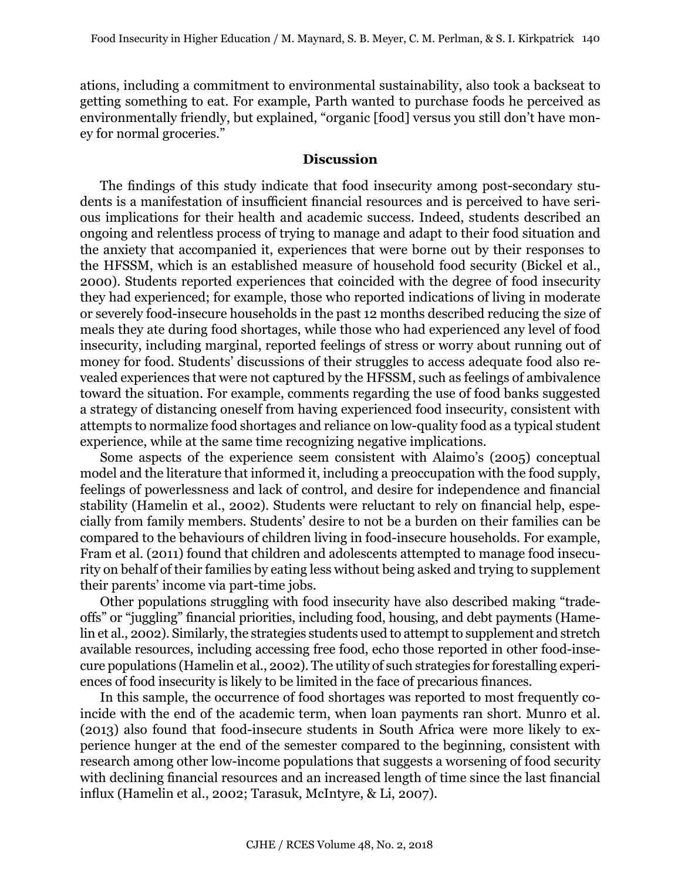ations, including a commitment to environmental sustainability, also took a backseat to getting something to eat. For example, Parth wanted to purchase foods he perceived as environmentally friendly, but explained, "organic [food] versus you still don't have money for normal groceries."

## Discussion

The findings of this study indicate that food insecurity among post-secondary students is a manifestation of insufficient financial resources and is perceived to have serious implications for their health and academic success. Indeed, students described an ongoing and relentless process of trying to manage and adapt to their food situation and the anxiety that accompanied it, experiences that were borne out by their responses to the HFSSM, which is an established measure of household food security (Bickel et al., 2000). Students reported experiences that coincided with the degree of food insecurity they had experienced; for example, those who reported indications of living in moderate or severely food-insecure households in the past 12 months described reducing the size of meals they ate during food shortages, while those who had experienced any level of food insecurity, including marginal, reported feelings of stress or worry about running out of money for food. Students' discussions of their struggles to access adequate food also revealed experiences that were not captured by the HFSSM, such as feelings of ambivalence toward the situation. For example, comments regarding the use of food banks suggested a strategy of distancing oneself from having experienced food insecurity, consistent with attempts to normalize food shortages and reliance on low-quality food as a typical student experience, while at the same time recognizing negative implications.

Some aspects of the experience seem consistent with Alaimo's (2005) conceptual model and the literature that informed it, including a preoccupation with the food supply, feelings of powerlessness and lack of control, and desire for independence and financial stability (Hamelin et al., 2002). Students were reluctant to rely on financial help, especially from family members. Students' desire to not be a burden on their families can be compared to the behaviours of children living in food-insecure households. For example, Fram et al. (2011) found that children and adolescents attempted to manage food insecurity on behalf of their families by eating less without being asked and trying to supplement their parents' income via part-time jobs.

Other populations struggling with food insecurity have also described making "trade-offs" or "juggling" financial priorities, including food, housing, and debt payments (Hamelin et al., 2002). Similarly, the strategies students used to attempt to supplement and stretch available resources, including accessing free food, echo those reported in other food-insecure populations (Hamelin et al., 2002). The utility of such strategies for forestalling experiences of food insecurity is likely to be limited in the face of precarious finances.

In this sample, the occurrence of food shortages was reported to most frequently coincide with the end of the academic term, when loan payments ran short. Munro et al. (2013) also found that food-insecure students in South Africa were more likely to experience hunger at the end of the semester compared to the beginning, consistent with research among other low-income populations that suggests a worsening of food security with declining financial resources and an increased length of time since the last financial influx (Hamelin et al., 2002; Tarasuk, McIntyre, & Li, 2007).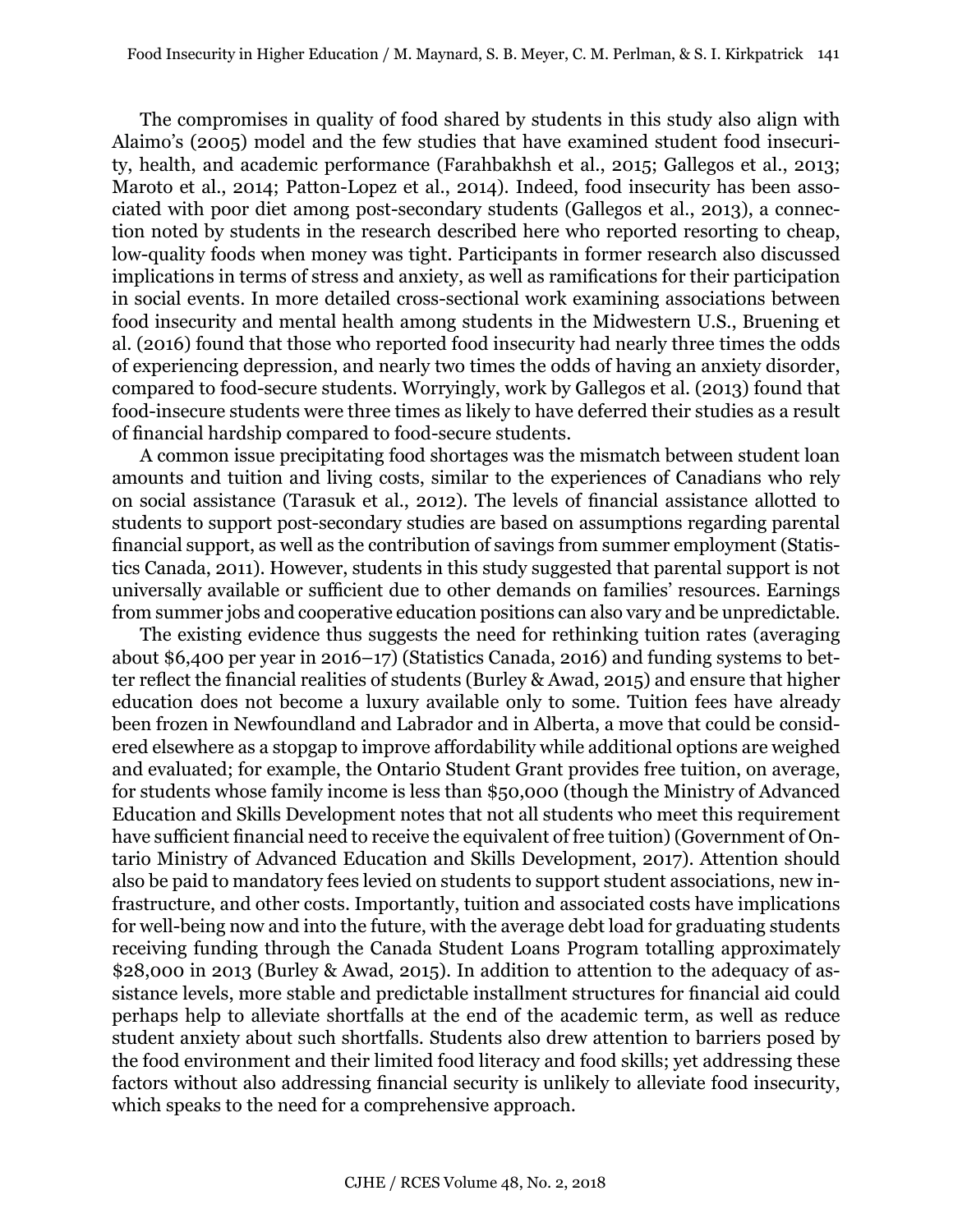The compromises in quality of food shared by students in this study also align with Alaimo's (2005) model and the few studies that have examined student food insecurity, health, and academic performance (Farahbakhsh et al., 2015; Gallegos et al., 2013; Maroto et al., 2014; Patton-Lopez et al., 2014). Indeed, food insecurity has been associated with poor diet among post-secondary students (Gallegos et al., 2013), a connection noted by students in the research described here who reported resorting to cheap, low-quality foods when money was tight. Participants in former research also discussed implications in terms of stress and anxiety, as well as ramifications for their participation in social events. In more detailed cross-sectional work examining associations between food insecurity and mental health among students in the Midwestern U.S., Bruening et al. (2016) found that those who reported food insecurity had nearly three times the odds of experiencing depression, and nearly two times the odds of having an anxiety disorder, compared to food-secure students. Worryingly, work by Gallegos et al. (2013) found that food-insecure students were three times as likely to have deferred their studies as a result of financial hardship compared to food-secure students.

A common issue precipitating food shortages was the mismatch between student loan amounts and tuition and living costs, similar to the experiences of Canadians who rely on social assistance (Tarasuk et al., 2012). The levels of financial assistance allotted to students to support post-secondary studies are based on assumptions regarding parental financial support, as well as the contribution of savings from summer employment (Statistics Canada, 2011). However, students in this study suggested that parental support is not universally available or sufficient due to other demands on families' resources. Earnings from summer jobs and cooperative education positions can also vary and be unpredictable.

The existing evidence thus suggests the need for rethinking tuition rates (averaging about $6,400 per year in 2016–17) (Statistics Canada, 2016) and funding systems to better reflect the financial realities of students (Burley & Awad, 2015) and ensure that higher education does not become a luxury available only to some. Tuition fees have already been frozen in Newfoundland and Labrador and in Alberta, a move that could be considered elsewhere as a stopgap to improve affordability while additional options are weighed and evaluated; for example, the Ontario Student Grant provides free tuition, on average, for students whose family income is less than $50,000 (though the Ministry of Advanced Education and Skills Development notes that not all students who meet this requirement have sufficient financial need to receive the equivalent of free tuition) (Government of Ontario Ministry of Advanced Education and Skills Development, 2017). Attention should also be paid to mandatory fees levied on students to support student associations, new infrastructure, and other costs. Importantly, tuition and associated costs have implications for well-being now and into the future, with the average debt load for graduating students receiving funding through the Canada Student Loans Program totalling approximately $28,000 in 2013 (Burley & Awad, 2015). In addition to attention to the adequacy of assistance levels, more stable and predictable installment structures for financial aid could perhaps help to alleviate shortfalls at the end of the academic term, as well as reduce student anxiety about such shortfalls. Students also drew attention to barriers posed by the food environment and their limited food literacy and food skills; yet addressing these factors without also addressing financial security is unlikely to alleviate food insecurity, which speaks to the need for a comprehensive approach.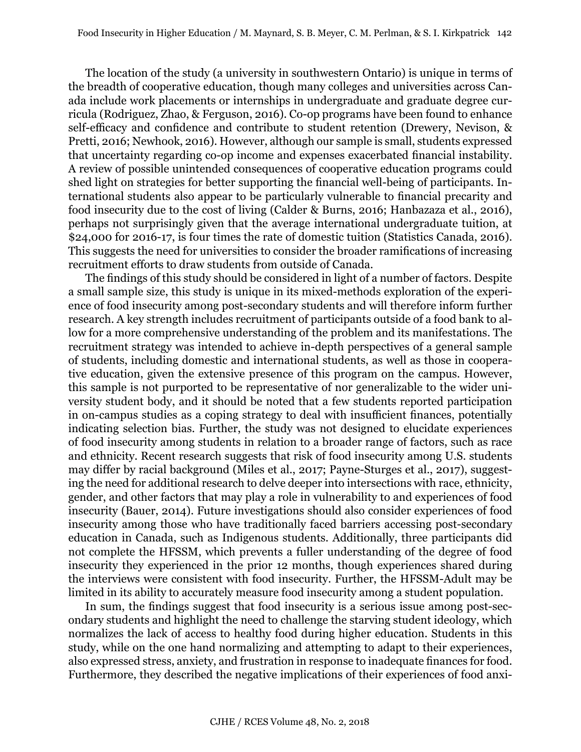The location of the study (a university in southwestern Ontario) is unique in terms of the breadth of cooperative education, though many colleges and universities across Canada include work placements or internships in undergraduate and graduate degree curricula (Rodriguez, Zhao, & Ferguson, 2016). Co-op programs have been found to enhance self-efficacy and confidence and contribute to student retention (Drewery, Nevison, & Pretti, 2016; Newhook, 2016). However, although our sample is small, students expressed that uncertainty regarding co-op income and expenses exacerbated financial instability. A review of possible unintended consequences of cooperative education programs could shed light on strategies for better supporting the financial well-being of participants. International students also appear to be particularly vulnerable to financial precarity and food insecurity due to the cost of living (Calder & Burns, 2016; Hanbazaza et al., 2016), perhaps not surprisingly given that the average international undergraduate tuition, at $24,000 for 2016-17, is four times the rate of domestic tuition (Statistics Canada, 2016). This suggests the need for universities to consider the broader ramifications of increasing recruitment efforts to draw students from outside of Canada.

The findings of this study should be considered in light of a number of factors. Despite a small sample size, this study is unique in its mixed-methods exploration of the experience of food insecurity among post-secondary students and will therefore inform further research. A key strength includes recruitment of participants outside of a food bank to allow for a more comprehensive understanding of the problem and its manifestations. The recruitment strategy was intended to achieve in-depth perspectives of a general sample of students, including domestic and international students, as well as those in cooperative education, given the extensive presence of this program on the campus. However, this sample is not purported to be representative of nor generalizable to the wider university student body, and it should be noted that a few students reported participation in on-campus studies as a coping strategy to deal with insufficient finances, potentially indicating selection bias. Further, the study was not designed to elucidate experiences of food insecurity among students in relation to a broader range of factors, such as race and ethnicity. Recent research suggests that risk of food insecurity among U.S. students may differ by racial background (Miles et al., 2017; Payne-Sturges et al., 2017), suggesting the need for additional research to delve deeper into intersections with race, ethnicity, gender, and other factors that may play a role in vulnerability to and experiences of food insecurity (Bauer, 2014). Future investigations should also consider experiences of food insecurity among those who have traditionally faced barriers accessing post-secondary education in Canada, such as Indigenous students. Additionally, three participants did not complete the HFSSM, which prevents a fuller understanding of the degree of food insecurity they experienced in the prior 12 months, though experiences shared during the interviews were consistent with food insecurity. Further, the HFSSM-Adult may be limited in its ability to accurately measure food insecurity among a student population.

In sum, the findings suggest that food insecurity is a serious issue among post-secondary students and highlight the need to challenge the starving student ideology, which normalizes the lack of access to healthy food during higher education. Students in this study, while on the one hand normalizing and attempting to adapt to their experiences, also expressed stress, anxiety, and frustration in response to inadequate finances for food. Furthermore, they described the negative implications of their experiences of food anxi-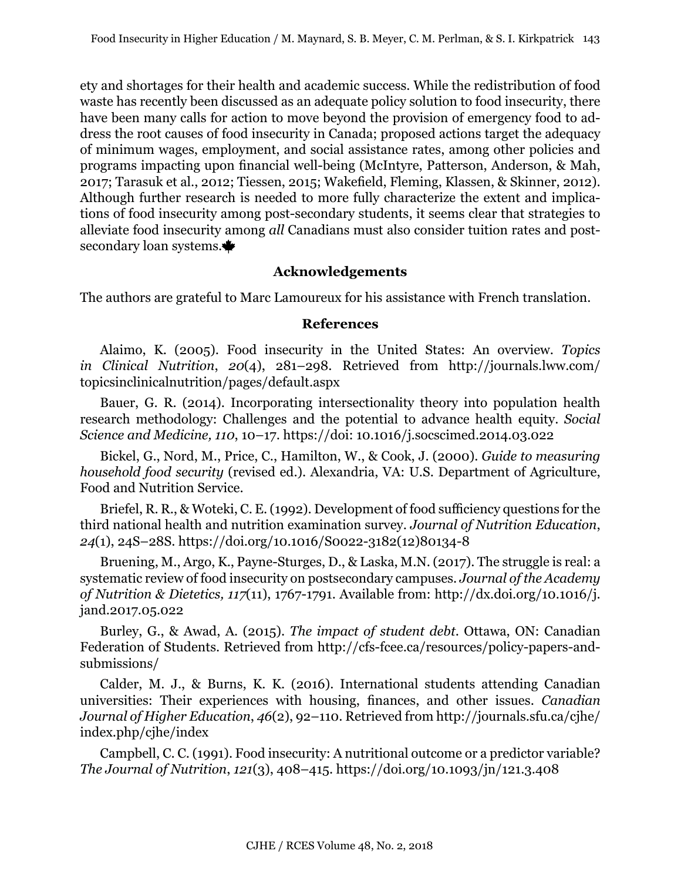ety and shortages for their health and academic success. While the redistribution of food waste has recently been discussed as an adequate policy solution to food insecurity, there have been many calls for action to move beyond the provision of emergency food to address the root causes of food insecurity in Canada; proposed actions target the adequacy of minimum wages, employment, and social assistance rates, among other policies and programs impacting upon financial well-being (McIntyre, Patterson, Anderson, & Mah, 2017; Tarasuk et al., 2012; Tiessen, 2015; Wakefield, Fleming, Klassen, & Skinner, 2012). Although further research is needed to more fully characterize the extent and implications of food insecurity among post-secondary students, it seems clear that strategies to alleviate food insecurity among *all* Canadians must also consider tuition rates and post-secondary loan systems.

## Acknowledgements

The authors are grateful to Marc Lamoureux for his assistance with French translation.

## References

Alaimo, K. (2005). Food insecurity in the United States: An overview. *Topics in Clinical Nutrition*, *20*(4), 281–298. Retrieved from http://journals.lww.com/topicsinclinicalnutrition/pages/default.aspx

Bauer, G. R. (2014). Incorporating intersectionality theory into population health research methodology: Challenges and the potential to advance health equity. *Social Science and Medicine, 110*, 10–17. https://doi: 10.1016/j.socscimed.2014.03.022

Bickel, G., Nord, M., Price, C., Hamilton, W., & Cook, J. (2000). *Guide to measuring household food security* (revised ed.). Alexandria, VA: U.S. Department of Agriculture, Food and Nutrition Service.

Briefel, R. R., & Woteki, C. E. (1992). Development of food sufficiency questions for the third national health and nutrition examination survey. *Journal of Nutrition Education*, *24*(1), 24S–28S. https://doi.org/10.1016/S0022-3182(12)80134-8

Bruening, M., Argo, K., Payne-Sturges, D., & Laska, M.N. (2017). The struggle is real: a systematic review of food insecurity on postsecondary campuses. *Journal of the Academy of Nutrition & Dietetics, 117*(11), 1767-1791. Available from: http://dx.doi.org/10.1016/j.jand.2017.05.022

Burley, G., & Awad, A. (2015). *The impact of student debt*. Ottawa, ON: Canadian Federation of Students. Retrieved from http://cfs-fcee.ca/resources/policy-papers-and-submissions/

Calder, M. J., & Burns, K. K. (2016). International students attending Canadian universities: Their experiences with housing, finances, and other issues. *Canadian Journal of Higher Education*, *46*(2), 92–110. Retrieved from http://journals.sfu.ca/cjhe/index.php/cjhe/index

Campbell, C. C. (1991). Food insecurity: A nutritional outcome or a predictor variable? *The Journal of Nutrition*, *121*(3), 408–415. https://doi.org/10.1093/jn/121.3.408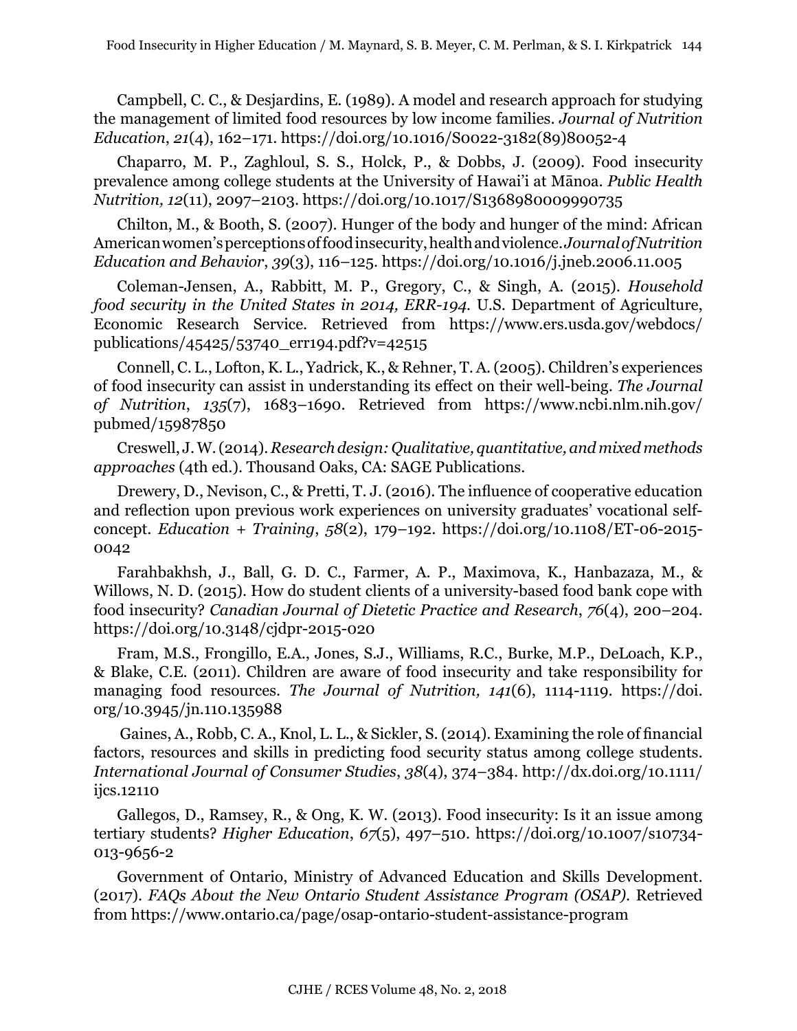Campbell, C. C., & Desjardins, E. (1989). A model and research approach for studying the management of limited food resources by low income families. *Journal of Nutrition Education*, *21*(4), 162–171. https://doi.org/10.1016/S0022-3182(89)80052-4

Chaparro, M. P., Zaghloul, S. S., Holck, P., & Dobbs, J. (2009). Food insecurity prevalence among college students at the University of Hawai'i at Mānoa. *Public Health Nutrition, 12*(11), 2097–2103. https://doi.org/10.1017/S1368980009990735

Chilton, M., & Booth, S. (2007). Hunger of the body and hunger of the mind: African American women's perceptions of food insecurity, health and violence. *Journal of Nutrition Education and Behavior*, *39*(3), 116–125. https://doi.org/10.1016/j.jneb.2006.11.005

Coleman-Jensen, A., Rabbitt, M. P., Gregory, C., & Singh, A. (2015). *Household food security in the United States in 2014, ERR-194.* U.S. Department of Agriculture, Economic Research Service. Retrieved from https://www.ers.usda.gov/webdocs/publications/45425/53740_err194.pdf?v=42515

Connell, C. L., Lofton, K. L., Yadrick, K., & Rehner, T. A. (2005). Children's experiences of food insecurity can assist in understanding its effect on their well-being. *The Journal of Nutrition*, *135*(7), 1683–1690. Retrieved from https://www.ncbi.nlm.nih.gov/pubmed/15987850

Creswell, J. W. (2014). *Research design: Qualitative, quantitative, and mixed methods approaches* (4th ed.). Thousand Oaks, CA: SAGE Publications.

Drewery, D., Nevison, C., & Pretti, T. J. (2016). The influence of cooperative education and reflection upon previous work experiences on university graduates' vocational self-concept. *Education + Training*, *58*(2), 179–192. https://doi.org/10.1108/ET-06-2015-0042

Farahbakhsh, J., Ball, G. D. C., Farmer, A. P., Maximova, K., Hanbazaza, M., & Willows, N. D. (2015). How do student clients of a university-based food bank cope with food insecurity? *Canadian Journal of Dietetic Practice and Research*, *76*(4), 200–204. https://doi.org/10.3148/cjdpr-2015-020

Fram, M.S., Frongillo, E.A., Jones, S.J., Williams, R.C., Burke, M.P., DeLoach, K.P., & Blake, C.E. (2011). Children are aware of food insecurity and take responsibility for managing food resources. *The Journal of Nutrition, 141*(6), 1114-1119. https://doi.org/10.3945/jn.110.135988

Gaines, A., Robb, C. A., Knol, L. L., & Sickler, S. (2014). Examining the role of financial factors, resources and skills in predicting food security status among college students. *International Journal of Consumer Studies*, *38*(4), 374–384. http://dx.doi.org/10.1111/ijcs.12110

Gallegos, D., Ramsey, R., & Ong, K. W. (2013). Food insecurity: Is it an issue among tertiary students? *Higher Education*, *67*(5), 497–510. https://doi.org/10.1007/s10734-013-9656-2

Government of Ontario, Ministry of Advanced Education and Skills Development. (2017). *FAQs About the New Ontario Student Assistance Program (OSAP).* Retrieved from https://www.ontario.ca/page/osap-ontario-student-assistance-program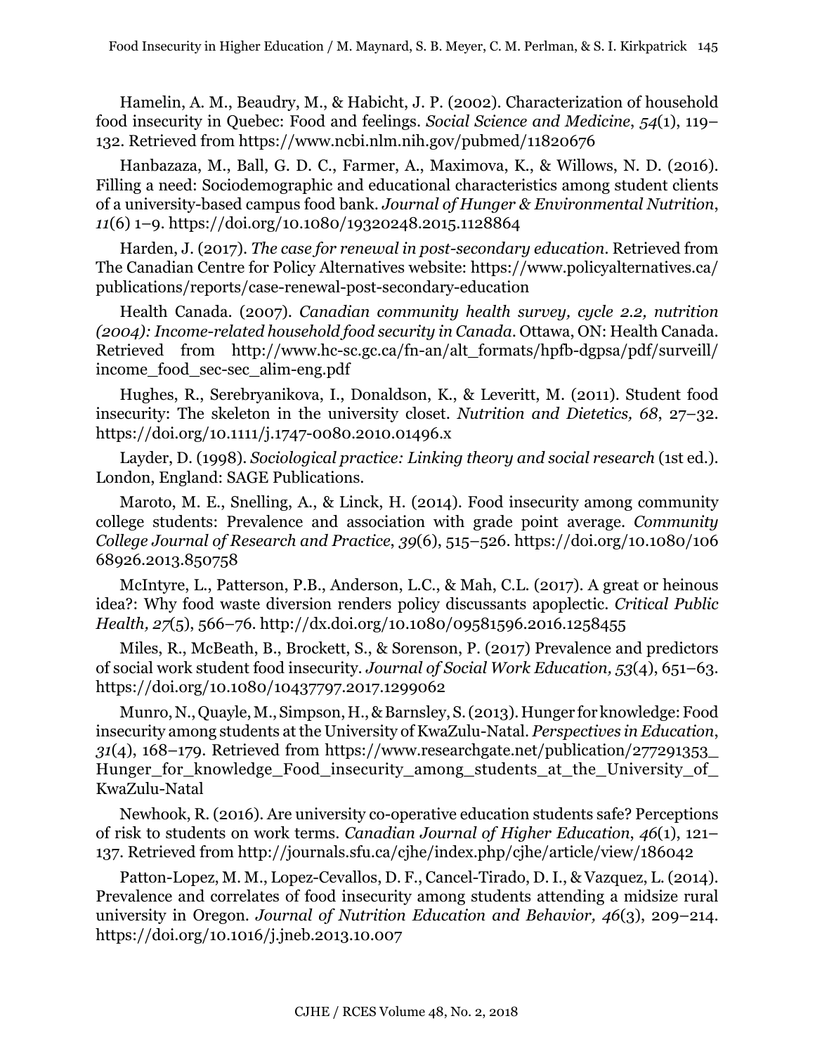Hamelin, A. M., Beaudry, M., & Habicht, J. P. (2002). Characterization of household food insecurity in Quebec: Food and feelings. *Social Science and Medicine*, *54*(1), 119–132. Retrieved from https://www.ncbi.nlm.nih.gov/pubmed/11820676

Hanbazaza, M., Ball, G. D. C., Farmer, A., Maximova, K., & Willows, N. D. (2016). Filling a need: Sociodemographic and educational characteristics among student clients of a university-based campus food bank. *Journal of Hunger & Environmental Nutrition*, *11*(6) 1–9. https://doi.org/10.1080/19320248.2015.1128864

Harden, J. (2017). *The case for renewal in post-secondary education*. Retrieved from The Canadian Centre for Policy Alternatives website: https://www.policyalternatives.ca/publications/reports/case-renewal-post-secondary-education

Health Canada. (2007). *Canadian community health survey, cycle 2.2, nutrition (2004): Income-related household food security in Canada*. Ottawa, ON: Health Canada. Retrieved from http://www.hc-sc.gc.ca/fn-an/alt_formats/hpfb-dgpsa/pdf/surveill/income_food_sec-sec_alim-eng.pdf

Hughes, R., Serebryanikova, I., Donaldson, K., & Leveritt, M. (2011). Student food insecurity: The skeleton in the university closet. *Nutrition and Dietetics, 68*, 27–32. https://doi.org/10.1111/j.1747-0080.2010.01496.x

Layder, D. (1998). *Sociological practice: Linking theory and social research* (1st ed.). London, England: SAGE Publications.

Maroto, M. E., Snelling, A., & Linck, H. (2014). Food insecurity among community college students: Prevalence and association with grade point average. *Community College Journal of Research and Practice*, *39*(6), 515–526. https://doi.org/10.1080/10668926.2013.850758

McIntyre, L., Patterson, P.B., Anderson, L.C., & Mah, C.L. (2017). A great or heinous idea?: Why food waste diversion renders policy discussants apoplectic. *Critical Public Health, 27*(5), 566–76. http://dx.doi.org/10.1080/09581596.2016.1258455

Miles, R., McBeath, B., Brockett, S., & Sorenson, P. (2017) Prevalence and predictors of social work student food insecurity. *Journal of Social Work Education, 53*(4), 651–63. https://doi.org/10.1080/10437797.2017.1299062

Munro, N., Quayle, M., Simpson, H., & Barnsley, S. (2013). Hunger for knowledge: Food insecurity among students at the University of KwaZulu-Natal. *Perspectives in Education*, *31*(4), 168–179. Retrieved from https://www.researchgate.net/publication/277291353_Hunger_for_knowledge_Food_insecurity_among_students_at_the_University_of_KwaZulu-Natal

Newhook, R. (2016). Are university co-operative education students safe? Perceptions of risk to students on work terms. *Canadian Journal of Higher Education*, *46*(1), 121–137. Retrieved from http://journals.sfu.ca/cjhe/index.php/cjhe/article/view/186042

Patton-Lopez, M. M., Lopez-Cevallos, D. F., Cancel-Tirado, D. I., & Vazquez, L. (2014). Prevalence and correlates of food insecurity among students attending a midsize rural university in Oregon. *Journal of Nutrition Education and Behavior, 46*(3), 209–214. https://doi.org/10.1016/j.jneb.2013.10.007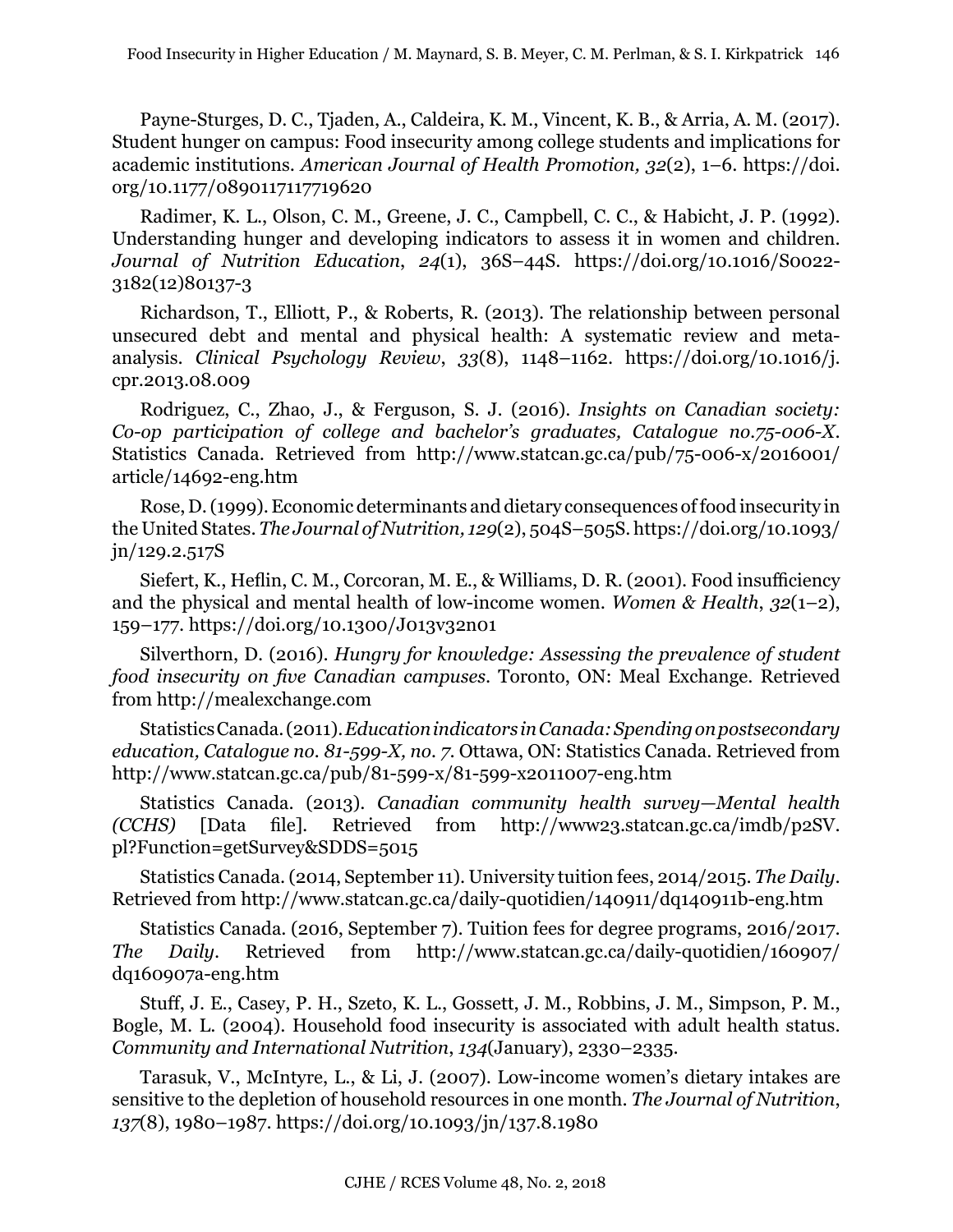Payne-Sturges, D. C., Tjaden, A., Caldeira, K. M., Vincent, K. B., & Arria, A. M. (2017). Student hunger on campus: Food insecurity among college students and implications for academic institutions. *American Journal of Health Promotion, 32*(2), 1–6. https://doi.org/10.1177/0890117117719620

Radimer, K. L., Olson, C. M., Greene, J. C., Campbell, C. C., & Habicht, J. P. (1992). Understanding hunger and developing indicators to assess it in women and children. *Journal of Nutrition Education*, *24*(1), 36S–44S. https://doi.org/10.1016/S0022-3182(12)80137-3

Richardson, T., Elliott, P., & Roberts, R. (2013). The relationship between personal unsecured debt and mental and physical health: A systematic review and meta-analysis. *Clinical Psychology Review*, *33*(8), 1148–1162. https://doi.org/10.1016/j.cpr.2013.08.009

Rodriguez, C., Zhao, J., & Ferguson, S. J. (2016). *Insights on Canadian society: Co-op participation of college and bachelor's graduates, Catalogue no.75-006-X*. Statistics Canada. Retrieved from http://www.statcan.gc.ca/pub/75-006-x/2016001/article/14692-eng.htm

Rose, D. (1999). Economic determinants and dietary consequences of food insecurity in the United States. *The Journal of Nutrition, 129*(2), 504S–505S. https://doi.org/10.1093/jn/129.2.517S

Siefert, K., Heflin, C. M., Corcoran, M. E., & Williams, D. R. (2001). Food insufficiency and the physical and mental health of low-income women. *Women & Health*, *32*(1–2), 159–177. https://doi.org/10.1300/J013v32n01

Silverthorn, D. (2016). *Hungry for knowledge: Assessing the prevalence of student food insecurity on five Canadian campuses*. Toronto, ON: Meal Exchange. Retrieved from http://mealexchange.com

Statistics Canada. (2011). *Education indicators in Canada: Spending on postsecondary education, Catalogue no. 81-599-X, no. 7*. Ottawa, ON: Statistics Canada. Retrieved from http://www.statcan.gc.ca/pub/81-599-x/81-599-x2011007-eng.htm

Statistics Canada. (2013). *Canadian community health survey—Mental health (CCHS)* [Data file]. Retrieved from http://www23.statcan.gc.ca/imdb/p2SV.pl?Function=getSurvey&SDDS=5015

Statistics Canada. (2014, September 11). University tuition fees, 2014/2015. *The Daily*. Retrieved from http://www.statcan.gc.ca/daily-quotidien/140911/dq140911b-eng.htm

Statistics Canada. (2016, September 7). Tuition fees for degree programs, 2016/2017. *The Daily*. Retrieved from http://www.statcan.gc.ca/daily-quotidien/160907/dq160907a-eng.htm

Stuff, J. E., Casey, P. H., Szeto, K. L., Gossett, J. M., Robbins, J. M., Simpson, P. M., Bogle, M. L. (2004). Household food insecurity is associated with adult health status. *Community and International Nutrition*, *134*(January), 2330–2335.

Tarasuk, V., McIntyre, L., & Li, J. (2007). Low-income women's dietary intakes are sensitive to the depletion of household resources in one month. *The Journal of Nutrition*, *137*(8), 1980–1987. https://doi.org/10.1093/jn/137.8.1980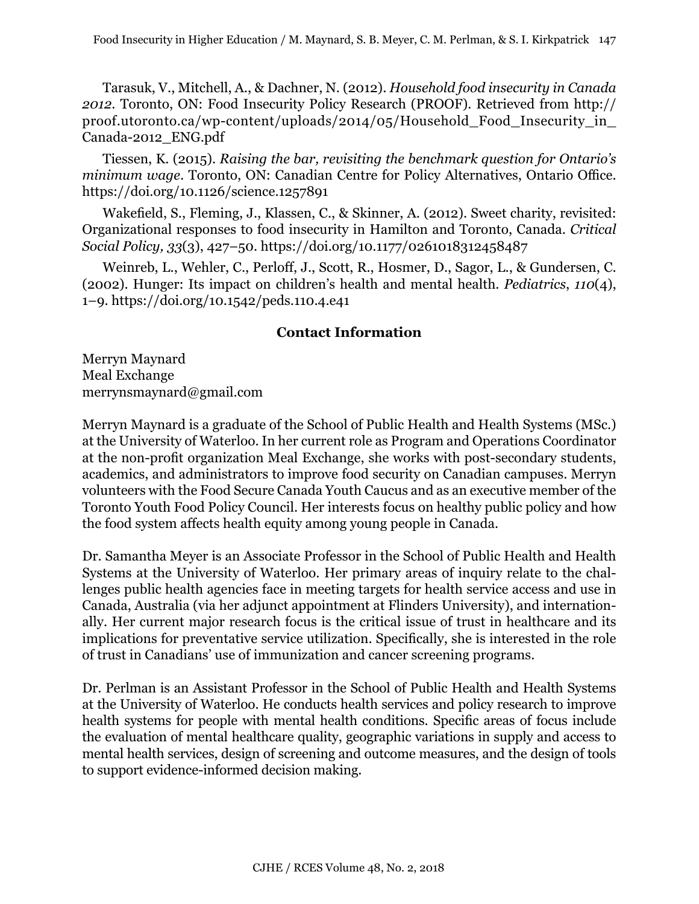Tarasuk, V., Mitchell, A., & Dachner, N. (2012). *Household food insecurity in Canada 2012*. Toronto, ON: Food Insecurity Policy Research (PROOF). Retrieved from http://proof.utoronto.ca/wp-content/uploads/2014/05/Household_Food_Insecurity_in_Canada-2012_ENG.pdf

Tiessen, K. (2015). *Raising the bar, revisiting the benchmark question for Ontario's minimum wage*. Toronto, ON: Canadian Centre for Policy Alternatives, Ontario Office. https://doi.org/10.1126/science.1257891

Wakefield, S., Fleming, J., Klassen, C., & Skinner, A. (2012). Sweet charity, revisited: Organizational responses to food insecurity in Hamilton and Toronto, Canada. *Critical Social Policy, 33*(3), 427–50. https://doi.org/10.1177/0261018312458487

Weinreb, L., Wehler, C., Perloff, J., Scott, R., Hosmer, D., Sagor, L., & Gundersen, C. (2002). Hunger: Its impact on children's health and mental health. *Pediatrics*, *110*(4), 1–9. https://doi.org/10.1542/peds.110.4.e41

## Contact Information

Merryn Maynard
Meal Exchange
merrynsmaynard@gmail.com

Merryn Maynard is a graduate of the School of Public Health and Health Systems (MSc.) at the University of Waterloo. In her current role as Program and Operations Coordinator at the non-profit organization Meal Exchange, she works with post-secondary students, academics, and administrators to improve food security on Canadian campuses. Merryn volunteers with the Food Secure Canada Youth Caucus and as an executive member of the Toronto Youth Food Policy Council. Her interests focus on healthy public policy and how the food system affects health equity among young people in Canada.

Dr. Samantha Meyer is an Associate Professor in the School of Public Health and Health Systems at the University of Waterloo. Her primary areas of inquiry relate to the challenges public health agencies face in meeting targets for health service access and use in Canada, Australia (via her adjunct appointment at Flinders University), and internationally. Her current major research focus is the critical issue of trust in healthcare and its implications for preventative service utilization. Specifically, she is interested in the role of trust in Canadians' use of immunization and cancer screening programs.

Dr. Perlman is an Assistant Professor in the School of Public Health and Health Systems at the University of Waterloo. He conducts health services and policy research to improve health systems for people with mental health conditions. Specific areas of focus include the evaluation of mental healthcare quality, geographic variations in supply and access to mental health services, design of screening and outcome measures, and the design of tools to support evidence-informed decision making.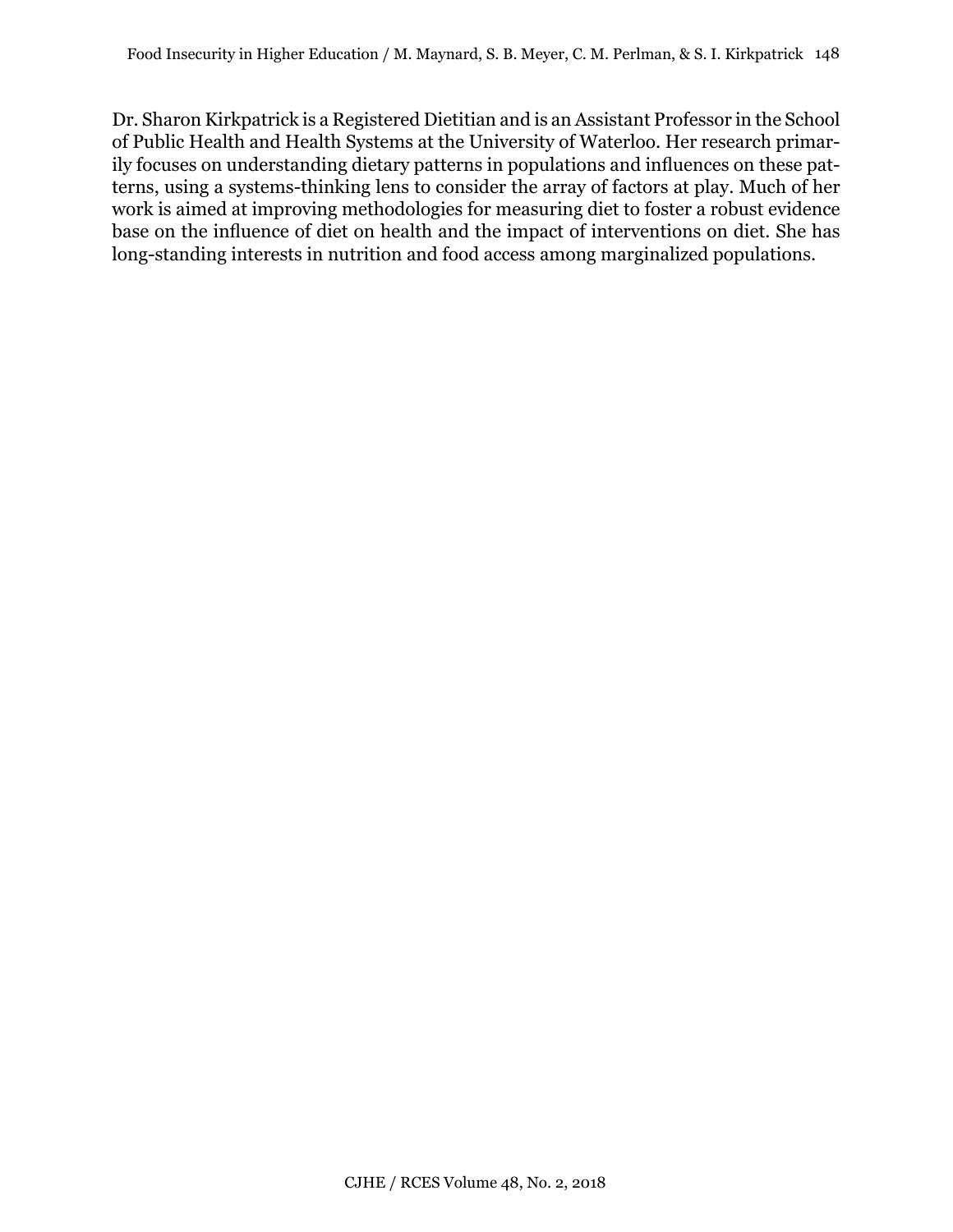Dr. Sharon Kirkpatrick is a Registered Dietitian and is an Assistant Professor in the School of Public Health and Health Systems at the University of Waterloo. Her research primarily focuses on understanding dietary patterns in populations and influences on these patterns, using a systems-thinking lens to consider the array of factors at play. Much of her work is aimed at improving methodologies for measuring diet to foster a robust evidence base on the influence of diet on health and the impact of interventions on diet. She has long-standing interests in nutrition and food access among marginalized populations.